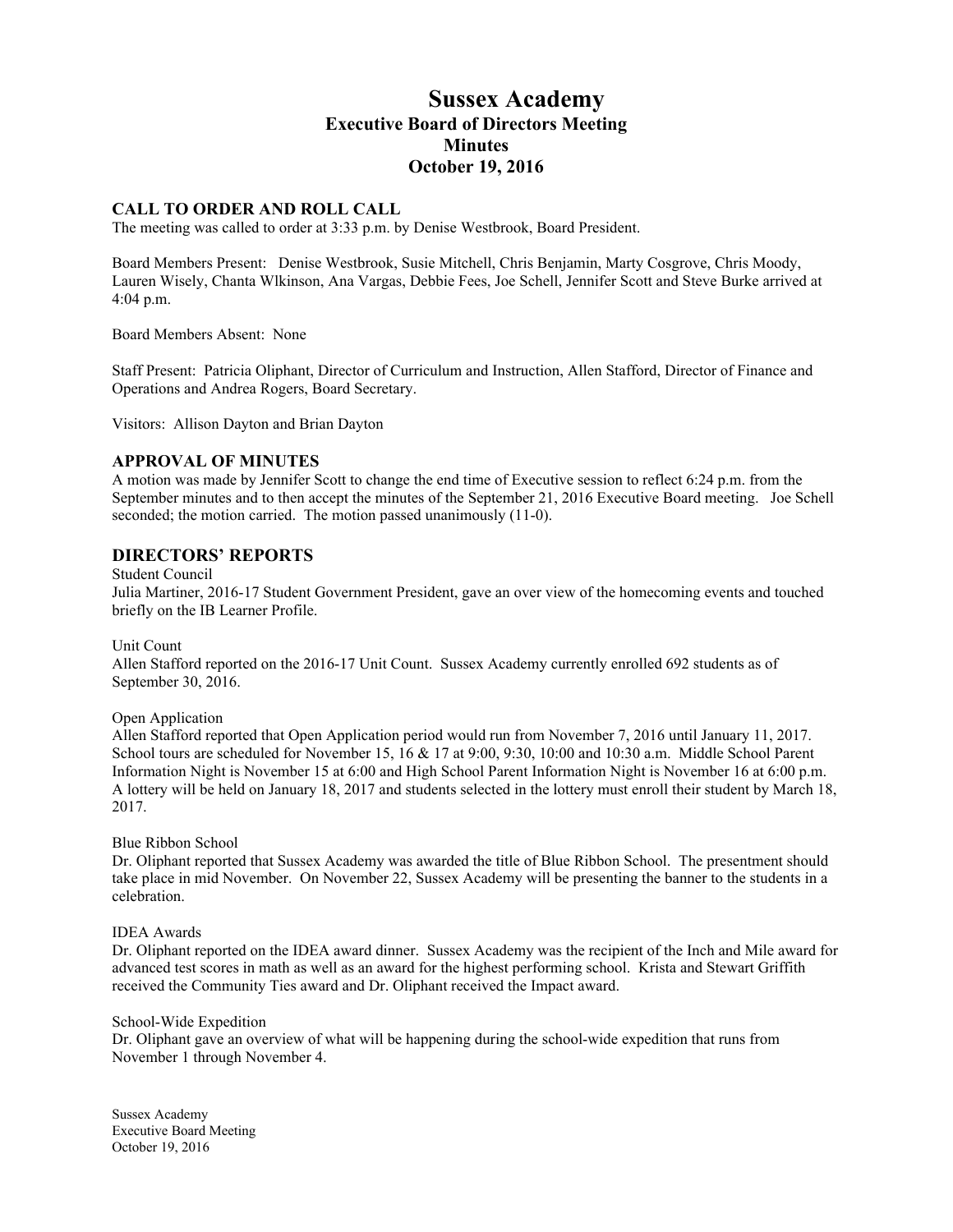# Sussex Academy

## Executive Board of Directors Meeting

## Minutes

## October 19, 2016

### CALL TO ORDER AND ROLL CALL

The meeting was called to order at 3:33 p.m. by Denise Westbrook, Board President.

Board Members Present: Denise Westbrook, Susie Mitchell, Chris Benjamin, Marty Cosgrove, Chris Moody, Lauren Wisely, Chanta Wlkinson, Ana Vargas, Debbie Fees, Joe Schell, Jennifer Scott and Steve Burke arrived at 4:04 p.m.

Board Members Absent: None

Staff Present: Patricia Oliphant, Director of Curriculum and Instruction, Allen Stafford, Director of Finance and Operations and Andrea Rogers, Board Secretary.

Visitors: Allison Dayton and Brian Dayton

### APPROVAL OF MINUTES

A motion was made by Jennifer Scott to change the end time of Executive session to reflect 6:24 p.m. from the September minutes and to then accept the minutes of the September 21, 2016 Executive Board meeting. Joe Schell seconded; the motion carried. The motion passed unanimously (11-0).

### DIRECTORS' REPORTS

Student Council

Julia Martiner, 2016-17 Student Government President, gave an over view of the homecoming events and touched briefly on the IB Learner Profile.

Unit Count

Allen Stafford reported on the 2016-17 Unit Count. Sussex Academy currently enrolled 692 students as of September 30, 2016.

Open Application

Allen Stafford reported that Open Application period would run from November 7, 2016 until January 11, 2017. School tours are scheduled for November 15, 16 & 17 at 9:00, 9:30, 10:00 and 10:30 a.m. Middle School Parent Information Night is November 15 at 6:00 and High School Parent Information Night is November 16 at 6:00 p.m. A lottery will be held on January 18, 2017 and students selected in the lottery must enroll their student by March 18, 2017.

Blue Ribbon School

Dr. Oliphant reported that Sussex Academy was awarded the title of Blue Ribbon School. The presentment should take place in mid November. On November 22, Sussex Academy will be presenting the banner to the students in a celebration.

IDEA Awards

Dr. Oliphant reported on the IDEA award dinner. Sussex Academy was the recipient of the Inch and Mile award for advanced test scores in math as well as an award for the highest performing school. Krista and Stewart Griffith received the Community Ties award and Dr. Oliphant received the Impact award.

School-Wide Expedition

Dr. Oliphant gave an overview of what will be happening during the school-wide expedition that runs from November 1 through November 4.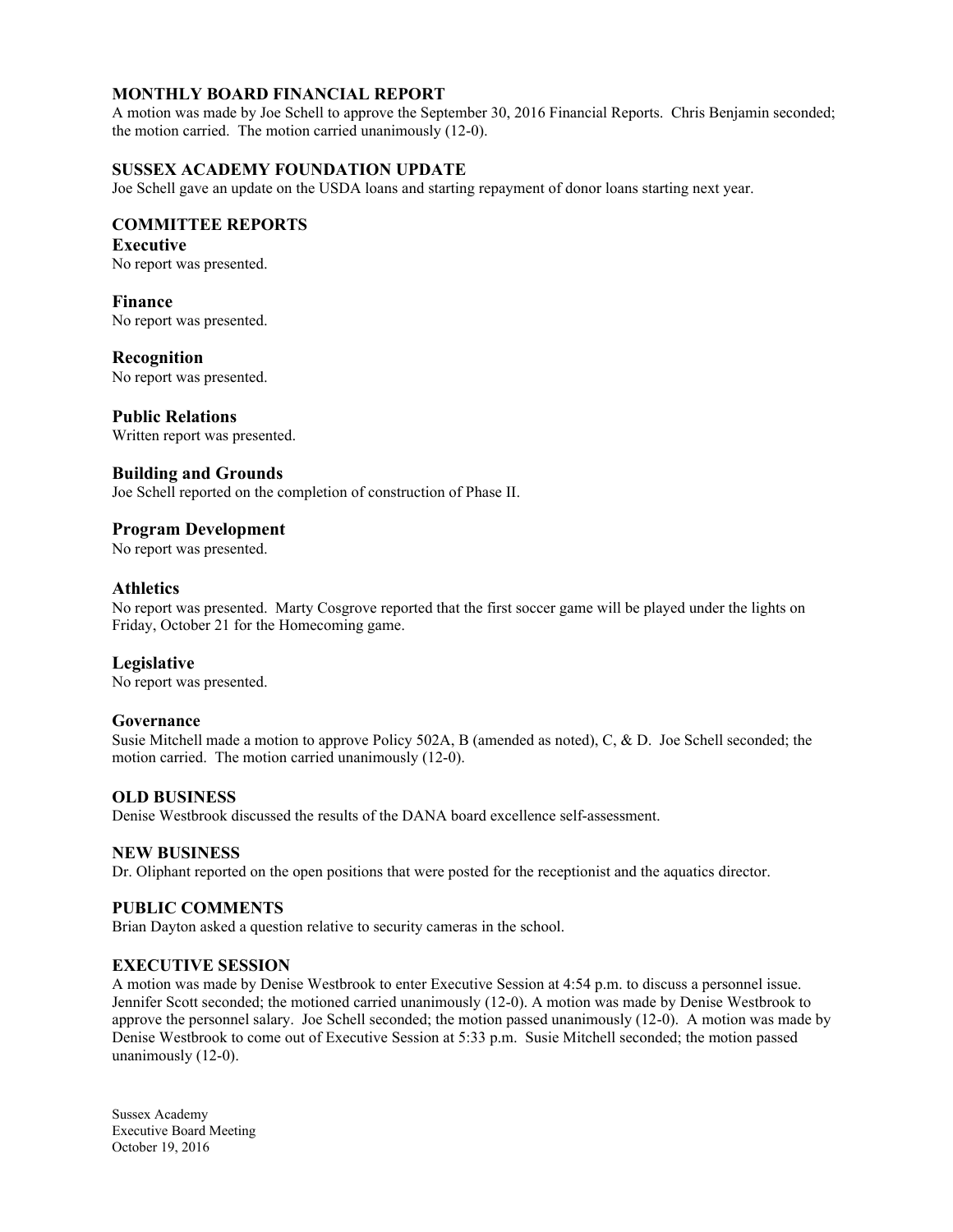## MONTHLY BOARD FINANCIAL REPORT

A motion was made by Joe Schell to approve the September 30, 2016 Financial Reports. Chris Benjamin seconded; the motion carried. The motion carried unanimously (12-0).

## SUSSEX ACADEMY FOUNDATION UPDATE

Joe Schell gave an update on the USDA loans and starting repayment of donor loans starting next year.

## COMMITTEE REPORTS

### Executive

No report was presented.

### Finance

No report was presented.

### Recognition

No report was presented.

### Public Relations

Written report was presented.

### Building and Grounds

Joe Schell reported on the completion of construction of Phase II.

### Program Development

No report was presented.

### Athletics

No report was presented. Marty Cosgrove reported that the first soccer game will be played under the lights on Friday, October 21 for the Homecoming game.

### Legislative

No report was presented.

### Governance

Susie Mitchell made a motion to approve Policy 502A, B (amended as noted), C, & D. Joe Schell seconded; the motion carried. The motion carried unanimously (12-0).

## OLD BUSINESS

Denise Westbrook discussed the results of the DANA board excellence self-assessment.

## NEW BUSINESS

Dr. Oliphant reported on the open positions that were posted for the receptionist and the aquatics director.

## PUBLIC COMMENTS

Brian Dayton asked a question relative to security cameras in the school.

## EXECUTIVE SESSION

A motion was made by Denise Westbrook to enter Executive Session at 4:54 p.m. to discuss a personnel issue. Jennifer Scott seconded; the motioned carried unanimously (12-0). A motion was made by Denise Westbrook to approve the personnel salary. Joe Schell seconded; the motion passed unanimously (12-0). A motion was made by Denise Westbrook to come out of Executive Session at 5:33 p.m. Susie Mitchell seconded; the motion passed unanimously (12-0).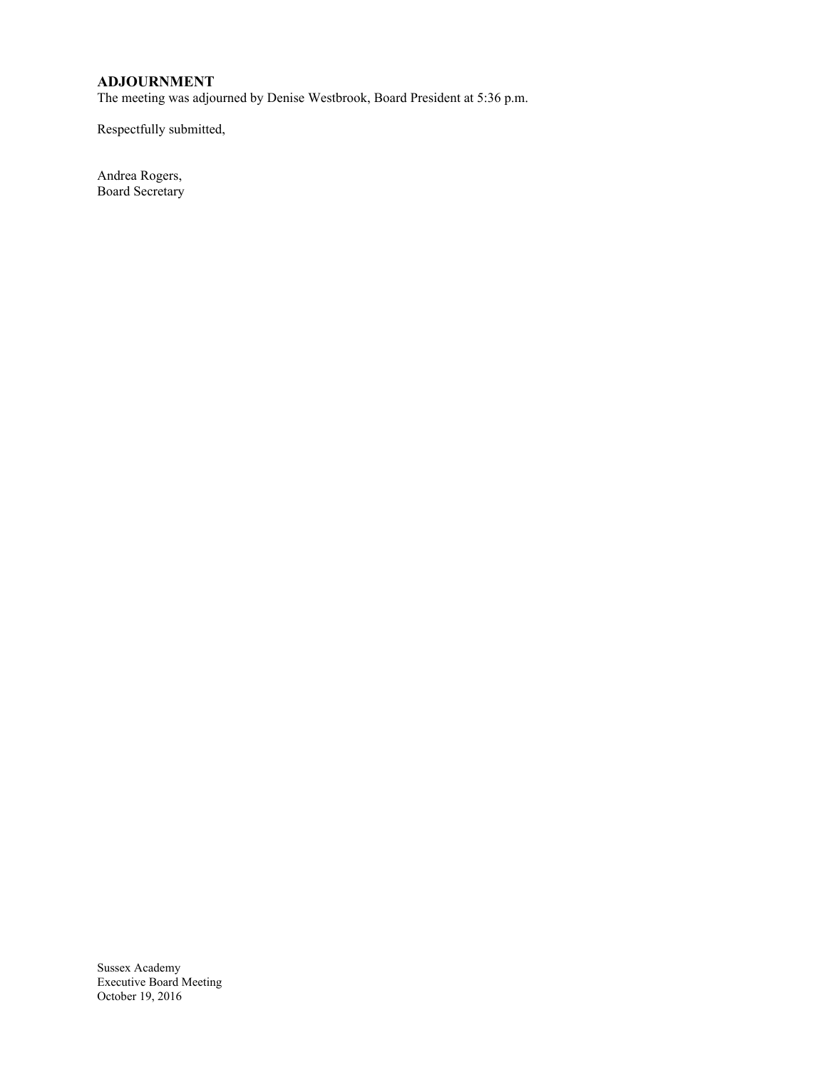## ADJOURNMENT

The meeting was adjourned by Denise Westbrook, Board President at 5:36 p.m.

Respectfully submitted,

Andrea Rogers,
Board Secretary